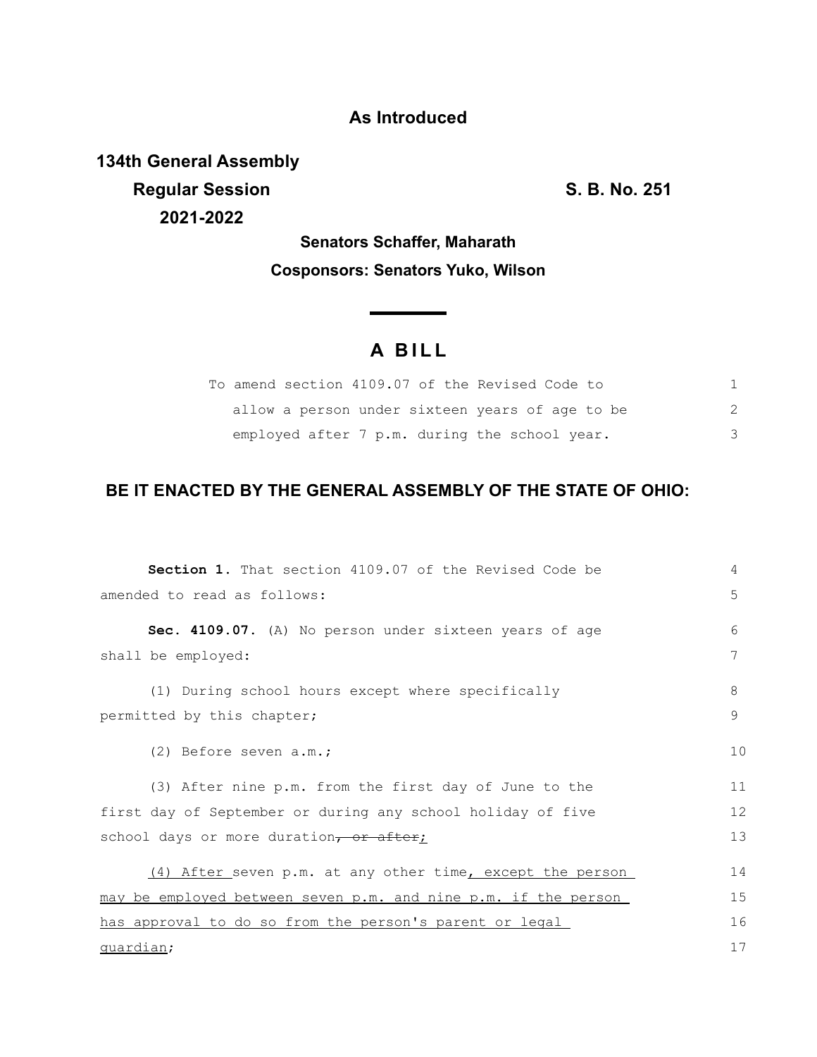**As Introduced**

**134th General Assembly**
**Regular Session** **S. B. No. 251**
**2021-2022**

**Senators Schaffer, Maharath**

**Cosponsors: Senators Yuko, Wilson**

# A BILL

To amend section 4109.07 of the Revised Code to allow a person under sixteen years of age to be employed after 7 p.m. during the school year.

## BE IT ENACTED BY THE GENERAL ASSEMBLY OF THE STATE OF OHIO:

**Section 1.** That section 4109.07 of the Revised Code be amended to read as follows:

**Sec. 4109.07.** (A) No person under sixteen years of age shall be employed:

(1) During school hours except where specifically permitted by this chapter;

(2) Before seven a.m.;

(3) After nine p.m. from the first day of June to the first day of September or during any school holiday of five school days or more duration~~, or after~~<u>;</u>

<u>(4) After </u>seven p.m. at any other time<u>, except the person may be employed between seven p.m. and nine p.m. if the person has approval to do so from the person's parent or legal guardian</u>;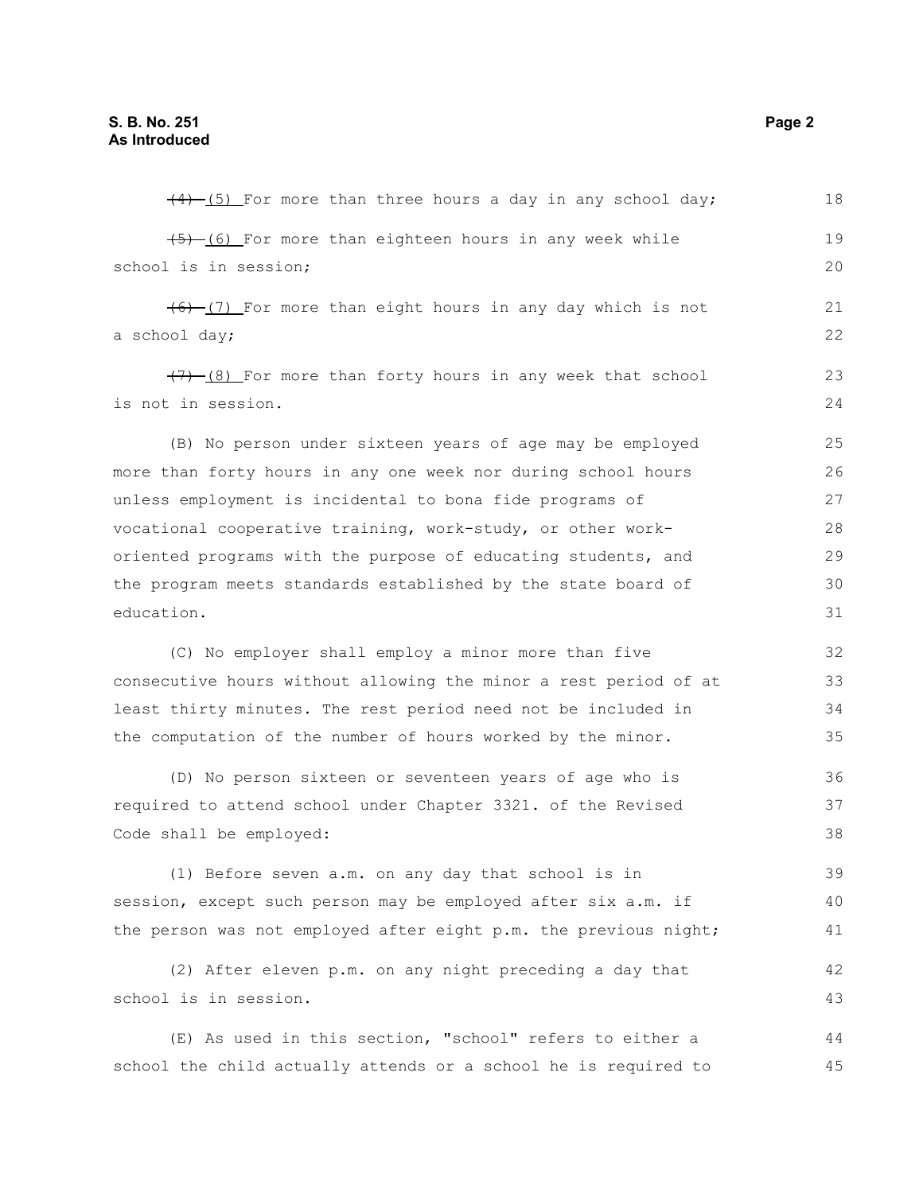~~(4)~~ (5) For more than three hours a day in any school day;

~~(5)~~ (6) For more than eighteen hours in any week while school is in session;

~~(6)~~ (7) For more than eight hours in any day which is not a school day;

~~(7)~~ (8) For more than forty hours in any week that school is not in session.

(B) No person under sixteen years of age may be employed more than forty hours in any one week nor during school hours unless employment is incidental to bona fide programs of vocational cooperative training, work-study, or other work-oriented programs with the purpose of educating students, and the program meets standards established by the state board of education.

(C) No employer shall employ a minor more than five consecutive hours without allowing the minor a rest period of at least thirty minutes. The rest period need not be included in the computation of the number of hours worked by the minor.

(D) No person sixteen or seventeen years of age who is required to attend school under Chapter 3321. of the Revised Code shall be employed:

(1) Before seven a.m. on any day that school is in session, except such person may be employed after six a.m. if the person was not employed after eight p.m. the previous night;

(2) After eleven p.m. on any night preceding a day that school is in session.

(E) As used in this section, "school" refers to either a school the child actually attends or a school he is required to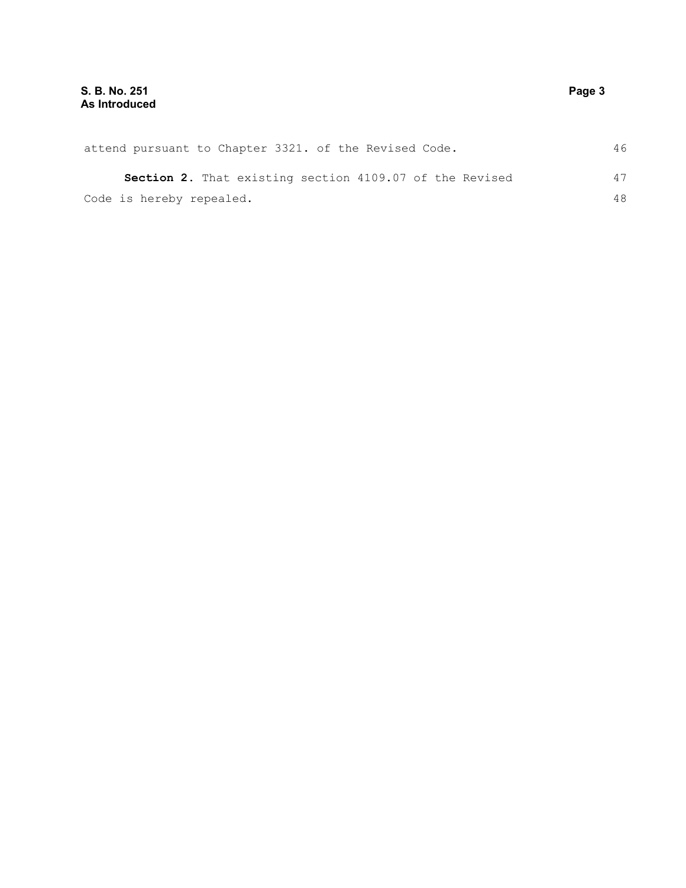attend pursuant to Chapter 3321. of the Revised Code.

**Section 2.** That existing section 4109.07 of the Revised Code is hereby repealed.